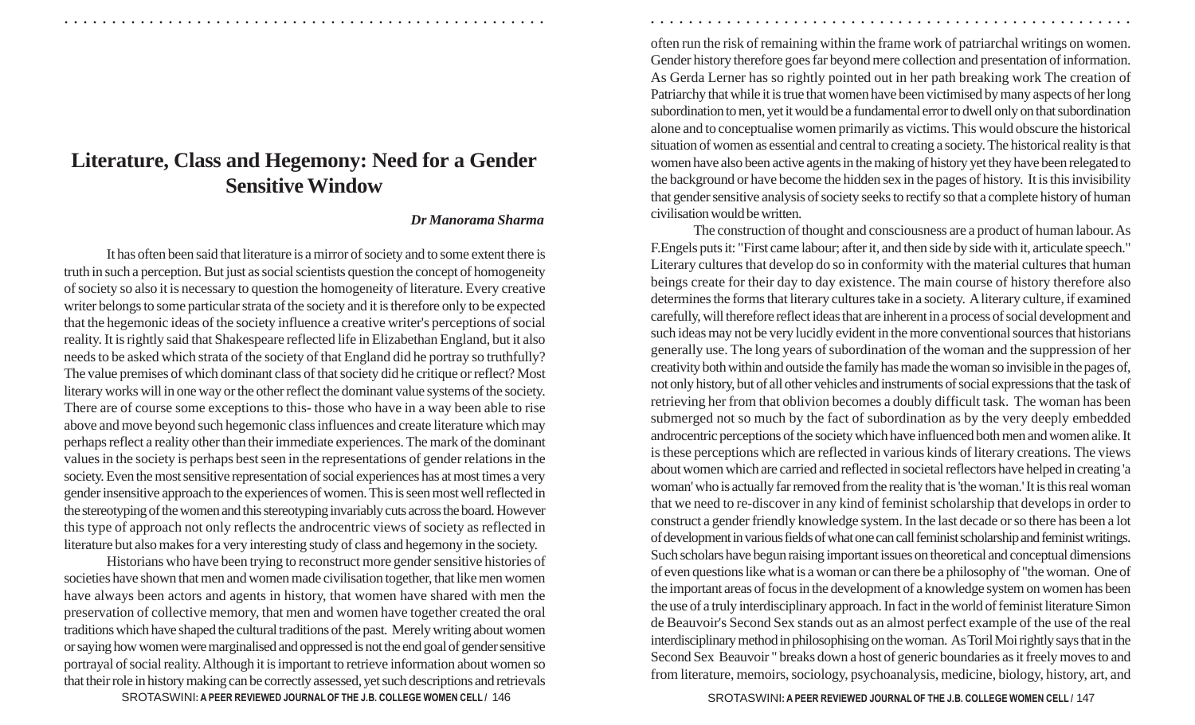# Literature, Class and Hegemony: Need for a Gender Sensitive Window

***Dr Manorama Sharma***

It has often been said that literature is a mirror of society and to some extent there is truth in such a perception. But just as social scientists question the concept of homogeneity of society so also it is necessary to question the homogeneity of literature. Every creative writer belongs to some particular strata of the society and it is therefore only to be expected that the hegemonic ideas of the society influence a creative writer's perceptions of social reality. It is rightly said that Shakespeare reflected life in Elizabethan England, but it also needs to be asked which strata of the society of that England did he portray so truthfully? The value premises of which dominant class of that society did he critique or reflect? Most literary works will in one way or the other reflect the dominant value systems of the society. There are of course some exceptions to this- those who have in a way been able to rise above and move beyond such hegemonic class influences and create literature which may perhaps reflect a reality other than their immediate experiences. The mark of the dominant values in the society is perhaps best seen in the representations of gender relations in the society. Even the most sensitive representation of social experiences has at most times a very gender insensitive approach to the experiences of women. This is seen most well reflected in the stereotyping of the women and this stereotyping invariably cuts across the board. However this type of approach not only reflects the androcentric views of society as reflected in literature but also makes for a very interesting study of class and hegemony in the society.

Historians who have been trying to reconstruct more gender sensitive histories of societies have shown that men and women made civilisation together, that like men women have always been actors and agents in history, that women have shared with men the preservation of collective memory, that men and women have together created the oral traditions which have shaped the cultural traditions of the past. Merely writing about women or saying how women were marginalised and oppressed is not the end goal of gender sensitive portrayal of social reality. Although it is important to retrieve information about women so that their role in history making can be correctly assessed, yet such descriptions and retrievals often run the risk of remaining within the frame work of patriarchal writings on women. Gender history therefore goes far beyond mere collection and presentation of information. As Gerda Lerner has so rightly pointed out in her path breaking work The creation of Patriarchy that while it is true that women have been victimised by many aspects of her long subordination to men, yet it would be a fundamental error to dwell only on that subordination alone and to conceptualise women primarily as victims. This would obscure the historical situation of women as essential and central to creating a society. The historical reality is that women have also been active agents in the making of history yet they have been relegated to the background or have become the hidden sex in the pages of history. It is this invisibility that gender sensitive analysis of society seeks to rectify so that a complete history of human civilisation would be written.

The construction of thought and consciousness are a product of human labour. As F.Engels puts it: "First came labour; after it, and then side by side with it, articulate speech." Literary cultures that develop do so in conformity with the material cultures that human beings create for their day to day existence. The main course of history therefore also determines the forms that literary cultures take in a society. A literary culture, if examined carefully, will therefore reflect ideas that are inherent in a process of social development and such ideas may not be very lucidly evident in the more conventional sources that historians generally use. The long years of subordination of the woman and the suppression of her creativity both within and outside the family has made the woman so invisible in the pages of, not only history, but of all other vehicles and instruments of social expressions that the task of retrieving her from that oblivion becomes a doubly difficult task. The woman has been submerged not so much by the fact of subordination as by the very deeply embedded androcentric perceptions of the society which have influenced both men and women alike. It is these perceptions which are reflected in various kinds of literary creations. The views about women which are carried and reflected in societal reflectors have helped in creating 'a woman' who is actually far removed from the reality that is 'the woman.' It is this real woman that we need to re-discover in any kind of feminist scholarship that develops in order to construct a gender friendly knowledge system. In the last decade or so there has been a lot of development in various fields of what one can call feminist scholarship and feminist writings. Such scholars have begun raising important issues on theoretical and conceptual dimensions of even questions like what is a woman or can there be a philosophy of "the woman. One of the important areas of focus in the development of a knowledge system on women has been the use of a truly interdisciplinary approach. In fact in the world of feminist literature Simon de Beauvoir's Second Sex stands out as an almost perfect example of the use of the real interdisciplinary method in philosophising on the woman. As Toril Moi rightly says that in the Second Sex Beauvoir " breaks down a host of generic boundaries as it freely moves to and from literature, memoirs, sociology, psychoanalysis, medicine, biology, history, art, and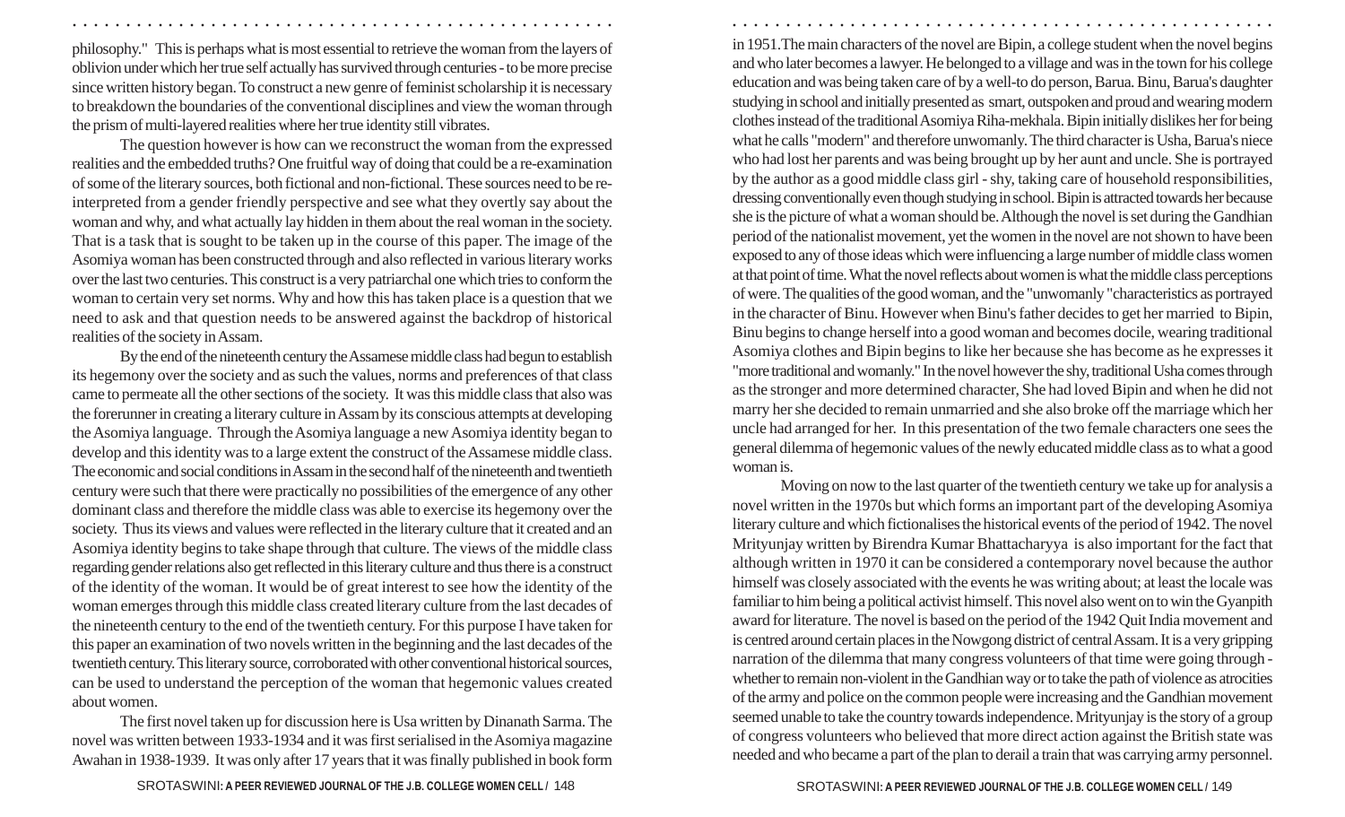philosophy." This is perhaps what is most essential to retrieve the woman from the layers of oblivion under which her true self actually has survived through centuries - to be more precise since written history began. To construct a new genre of feminist scholarship it is necessary to breakdown the boundaries of the conventional disciplines and view the woman through the prism of multi-layered realities where her true identity still vibrates.

The question however is how can we reconstruct the woman from the expressed realities and the embedded truths? One fruitful way of doing that could be a re-examination of some of the literary sources, both fictional and non-fictional. These sources need to be re-interpreted from a gender friendly perspective and see what they overtly say about the woman and why, and what actually lay hidden in them about the real woman in the society. That is a task that is sought to be taken up in the course of this paper. The image of the Asomiya woman has been constructed through and also reflected in various literary works over the last two centuries. This construct is a very patriarchal one which tries to conform the woman to certain very set norms. Why and how this has taken place is a question that we need to ask and that question needs to be answered against the backdrop of historical realities of the society in Assam.

By the end of the nineteenth century the Assamese middle class had begun to establish its hegemony over the society and as such the values, norms and preferences of that class came to permeate all the other sections of the society. It was this middle class that also was the forerunner in creating a literary culture in Assam by its conscious attempts at developing the Asomiya language. Through the Asomiya language a new Asomiya identity began to develop and this identity was to a large extent the construct of the Assamese middle class. The economic and social conditions in Assam in the second half of the nineteenth and twentieth century were such that there were practically no possibilities of the emergence of any other dominant class and therefore the middle class was able to exercise its hegemony over the society. Thus its views and values were reflected in the literary culture that it created and an Asomiya identity begins to take shape through that culture. The views of the middle class regarding gender relations also get reflected in this literary culture and thus there is a construct of the identity of the woman. It would be of great interest to see how the identity of the woman emerges through this middle class created literary culture from the last decades of the nineteenth century to the end of the twentieth century. For this purpose I have taken for this paper an examination of two novels written in the beginning and the last decades of the twentieth century. This literary source, corroborated with other conventional historical sources, can be used to understand the perception of the woman that hegemonic values created about women.

The first novel taken up for discussion here is Usa written by Dinanath Sarma. The novel was written between 1933-1934 and it was first serialised in the Asomiya magazine Awahan in 1938-1939. It was only after 17 years that it was finally published in book form in 1951. The main characters of the novel are Bipin, a college student when the novel begins and who later becomes a lawyer. He belonged to a village and was in the town for his college education and was being taken care of by a well-to do person, Barua. Binu, Barua's daughter studying in school and initially presented as smart, outspoken and proud and wearing modern clothes instead of the traditional Asomiya Riha-mekhala. Bipin initially dislikes her for being what he calls "modern" and therefore unwomanly. The third character is Usha, Barua's niece who had lost her parents and was being brought up by her aunt and uncle. She is portrayed by the author as a good middle class girl - shy, taking care of household responsibilities, dressing conventionally even though studying in school. Bipin is attracted towards her because she is the picture of what a woman should be. Although the novel is set during the Gandhian period of the nationalist movement, yet the women in the novel are not shown to have been exposed to any of those ideas which were influencing a large number of middle class women at that point of time. What the novel reflects about women is what the middle class perceptions of were. The qualities of the good woman, and the "unwomanly "characteristics as portrayed in the character of Binu. However when Binu's father decides to get her married to Bipin, Binu begins to change herself into a good woman and becomes docile, wearing traditional Asomiya clothes and Bipin begins to like her because she has become as he expresses it "more traditional and womanly." In the novel however the shy, traditional Usha comes through as the stronger and more determined character, She had loved Bipin and when he did not marry her she decided to remain unmarried and she also broke off the marriage which her uncle had arranged for her. In this presentation of the two female characters one sees the general dilemma of hegemonic values of the newly educated middle class as to what a good woman is.

Moving on now to the last quarter of the twentieth century we take up for analysis a novel written in the 1970s but which forms an important part of the developing Asomiya literary culture and which fictionalises the historical events of the period of 1942. The novel Mrityunjay written by Birendra Kumar Bhattacharyya is also important for the fact that although written in 1970 it can be considered a contemporary novel because the author himself was closely associated with the events he was writing about; at least the locale was familiar to him being a political activist himself. This novel also went on to win the Gyanpith award for literature. The novel is based on the period of the 1942 Quit India movement and is centred around certain places in the Nowgong district of central Assam. It is a very gripping narration of the dilemma that many congress volunteers of that time were going through - whether to remain non-violent in the Gandhian way or to take the path of violence as atrocities of the army and police on the common people were increasing and the Gandhian movement seemed unable to take the country towards independence. Mrityunjay is the story of a group of congress volunteers who believed that more direct action against the British state was needed and who became a part of the plan to derail a train that was carrying army personnel.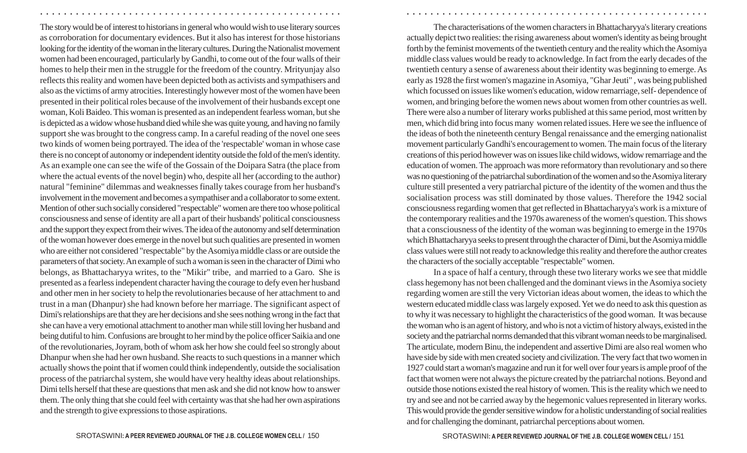The story would be of interest to historians in general who would wish to use literary sources as corroboration for documentary evidences. But it also has interest for those historians looking for the identity of the woman in the literary cultures. During the Nationalist movement women had been encouraged, particularly by Gandhi, to come out of the four walls of their homes to help their men in the struggle for the freedom of the country. Mrityunjay also reflects this reality and women have been depicted both as activists and sympathisers and also as the victims of army atrocities. Interestingly however most of the women have been presented in their political roles because of the involvement of their husbands except one woman, Koli Baideo. This woman is presented as an independent fearless woman, but she is depicted as a widow whose husband died while she was quite young, and having no family support she was brought to the congress camp. In a careful reading of the novel one sees two kinds of women being portrayed. The idea of the 'respectable' woman in whose case there is no concept of autonomy or independent identity outside the fold of the men's identity. As an example one can see the wife of the Gossain of the Doipara Satra (the place from where the actual events of the novel begin) who, despite all her (according to the author) natural "feminine" dilemmas and weaknesses finally takes courage from her husband's involvement in the movement and becomes a sympathiser and a collaborator to some extent. Mention of other such socially considered "respectable" women are there too whose political consciousness and sense of identity are all a part of their husbands' political consciousness and the support they expect from their wives. The idea of the autonomy and self determination of the woman however does emerge in the novel but such qualities are presented in women who are either not considered "respectable" by the Asomiya middle class or are outside the parameters of that society. An example of such a woman is seen in the character of Dimi who belongs, as Bhattacharyya writes, to the "Mikir" tribe, and married to a Garo. She is presented as a fearless independent character having the courage to defy even her husband and other men in her society to help the revolutionaries because of her attachment to and trust in a man (Dhanpur) she had known before her marriage. The significant aspect of Dimi's relationships are that they are her decisions and she sees nothing wrong in the fact that she can have a very emotional attachment to another man while still loving her husband and being dutiful to him. Confusions are brought to her mind by the police officer Saikia and one of the revolutionaries, Joyram, both of whom ask her how she could feel so strongly about Dhanpur when she had her own husband. She reacts to such questions in a manner which actually shows the point that if women could think independently, outside the socialisation process of the patriarchal system, she would have very healthy ideas about relationships. Dimi tells herself that these are questions that men ask and she did not know how to answer them. The only thing that she could feel with certainty was that she had her own aspirations and the strength to give expressions to those aspirations.

The characterisations of the women characters in Bhattacharyya's literary creations actually depict two realities: the rising awareness about women's identity as being brought forth by the feminist movements of the twentieth century and the reality which the Asomiya middle class values would be ready to acknowledge. In fact from the early decades of the twentieth century a sense of awareness about their identity was beginning to emerge. As early as 1928 the first women's magazine in Asomiya, "Ghar Jeuti" , was being published which focussed on issues like women's education, widow remarriage, self- dependence of women, and bringing before the women news about women from other countries as well. There were also a number of literary works published at this same period, most written by men, which did bring into focus many women related issues. Here we see the influence of the ideas of both the nineteenth century Bengal renaissance and the emerging nationalist movement particularly Gandhi's encouragement to women. The main focus of the literary creations of this period however was on issues like child widows, widow remarriage and the education of women. The approach was more reformatory than revolutionary and so there was no questioning of the patriarchal subordination of the women and so the Asomiya literary culture still presented a very patriarchal picture of the identity of the women and thus the socialisation process was still dominated by those values. Therefore the 1942 social consciousness regarding women that get reflected in Bhattacharyya's work is a mixture of the contemporary realities and the 1970s awareness of the women's question. This shows that a consciousness of the identity of the woman was beginning to emerge in the 1970s which Bhattacharyya seeks to present through the character of Dimi, but the Asomiya middle class values were still not ready to acknowledge this reality and therefore the author creates the characters of the socially acceptable "respectable" women.

In a space of half a century, through these two literary works we see that middle class hegemony has not been challenged and the dominant views in the Asomiya society regarding women are still the very Victorian ideas about women, the ideas to which the western educated middle class was largely exposed. Yet we do need to ask this question as to why it was necessary to highlight the characteristics of the good woman. It was because the woman who is an agent of history, and who is not a victim of history always, existed in the society and the patriarchal norms demanded that this vibrant woman needs to be marginalised. The articulate, modern Binu, the independent and assertive Dimi are also real women who have side by side with men created society and civilization. The very fact that two women in 1927 could start a woman's magazine and run it for well over four years is ample proof of the fact that women were not always the picture created by the patriarchal notions. Beyond and outside those notions existed the real history of women. This is the reality which we need to try and see and not be carried away by the hegemonic values represented in literary works. This would provide the gender sensitive window for a holistic understanding of social realities and for challenging the dominant, patriarchal perceptions about women.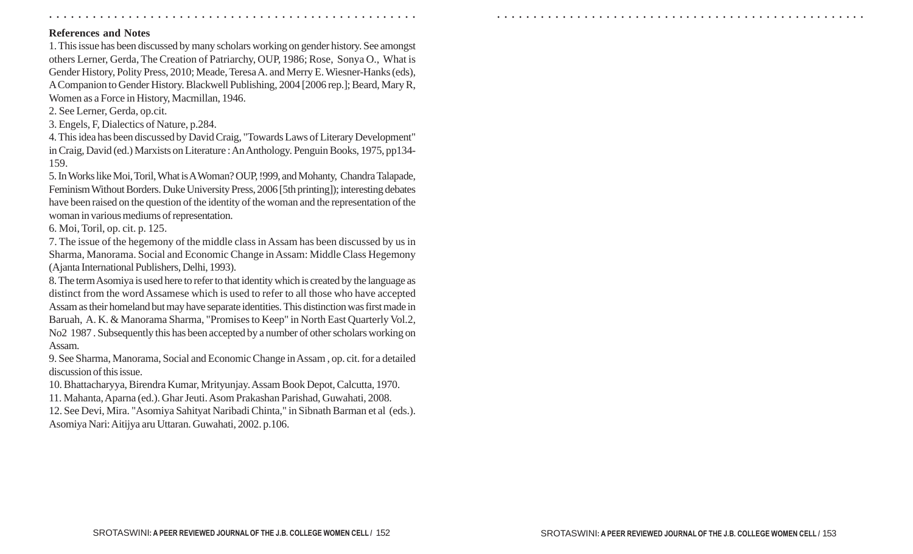**References and Notes**

1. This issue has been discussed by many scholars working on gender history. See amongst others Lerner, Gerda, The Creation of Patriarchy, OUP, 1986; Rose, Sonya O., What is Gender History, Polity Press, 2010; Meade, Teresa A. and Merry E. Wiesner-Hanks (eds), A Companion to Gender History. Blackwell Publishing, 2004 [2006 rep.]; Beard, Mary R, Women as a Force in History, Macmillan, 1946.

2. See Lerner, Gerda, op.cit.

3. Engels, F, Dialectics of Nature, p.284.

4. This idea has been discussed by David Craig, "Towards Laws of Literary Development" in Craig, David (ed.) Marxists on Literature : An Anthology. Penguin Books, 1975, pp134-159.

5. In Works like Moi, Toril, What is A Woman? OUP, !999, and Mohanty, Chandra Talapade, Feminism Without Borders. Duke University Press, 2006 [5th printing]); interesting debates have been raised on the question of the identity of the woman and the representation of the woman in various mediums of representation.

6. Moi, Toril, op. cit. p. 125.

7. The issue of the hegemony of the middle class in Assam has been discussed by us in Sharma, Manorama. Social and Economic Change in Assam: Middle Class Hegemony (Ajanta International Publishers, Delhi, 1993).

8. The term Asomiya is used here to refer to that identity which is created by the language as distinct from the word Assamese which is used to refer to all those who have accepted Assam as their homeland but may have separate identities. This distinction was first made in Baruah, A. K. & Manorama Sharma, "Promises to Keep" in North East Quarterly Vol.2, No2 1987 . Subsequently this has been accepted by a number of other scholars working on Assam.

9. See Sharma, Manorama, Social and Economic Change in Assam , op. cit. for a detailed discussion of this issue.

10. Bhattacharyya, Birendra Kumar, Mrityunjay. Assam Book Depot, Calcutta, 1970.

11. Mahanta, Aparna (ed.). Ghar Jeuti. Asom Prakashan Parishad, Guwahati, 2008.

12. See Devi, Mira. "Asomiya Sahityat Naribadi Chinta," in Sibnath Barman et al (eds.). Asomiya Nari: Aitijya aru Uttaran. Guwahati, 2002. p.106.